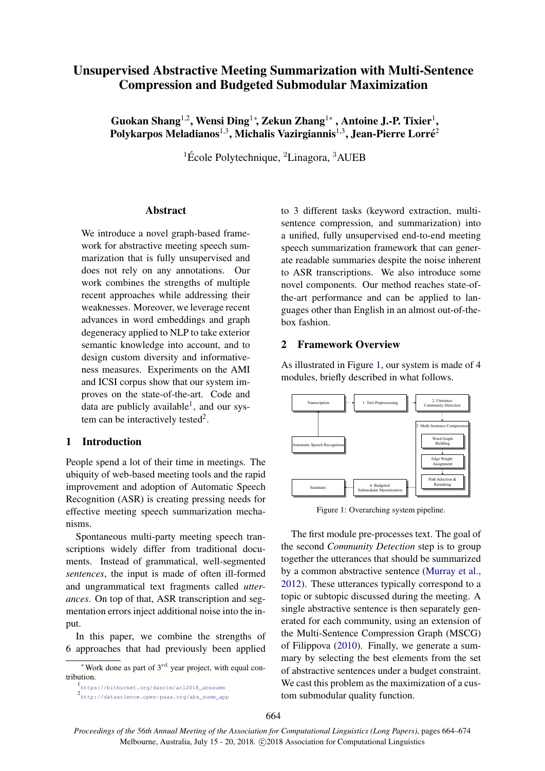# Unsupervised Abstractive Meeting Summarization with Multi-Sentence Compression and Budgeted Submodular Maximization

**Guokan Shang[1,2], Wensi Ding[1*], Zekun Zhang[1*], Antoine J.-P. Tixier[1], Polykarpos Meladianos[1,3], Michalis Vazirgiannis[1,3], Jean-Pierre Lorré[2]**

[1]École Polytechnique, [2]Linagora, [3]AUEB

## Abstract

We introduce a novel graph-based framework for abstractive meeting speech summarization that is fully unsupervised and does not rely on any annotations. Our work combines the strengths of multiple recent approaches while addressing their weaknesses. Moreover, we leverage recent advances in word embeddings and graph degeneracy applied to NLP to take exterior semantic knowledge into account, and to design custom diversity and informativeness measures. Experiments on the AMI and ICSI corpus show that our system improves on the state-of-the-art. Code and data are publicly available[1], and our system can be interactively tested[2].

## 1 Introduction

People spend a lot of their time in meetings. The ubiquity of web-based meeting tools and the rapid improvement and adoption of Automatic Speech Recognition (ASR) is creating pressing needs for effective meeting speech summarization mechanisms.

Spontaneous multi-party meeting speech transcriptions widely differ from traditional documents. Instead of grammatical, well-segmented *sentences*, the input is made of often ill-formed and ungrammatical text fragments called *utterances*. On top of that, ASR transcription and segmentation errors inject additional noise into the input.

In this paper, we combine the strengths of 6 approaches that had previously been applied to 3 different tasks (keyword extraction, multi-sentence compression, and summarization) into a unified, fully unsupervised end-to-end meeting speech summarization framework that can generate readable summaries despite the noise inherent to ASR transcriptions. We also introduce some novel components. Our method reaches state-of-the-art performance and can be applied to languages other than English in an almost out-of-the-box fashion.

## 2 Framework Overview

As illustrated in Figure 1, our system is made of 4 modules, briefly described in what follows.

Figure 1: Overarching system pipeline.

The first module pre-processes text. The goal of the second *Community Detection* step is to group together the utterances that should be summarized by a common abstractive sentence (Murray et al., 2012). These utterances typically correspond to a topic or subtopic discussed during the meeting. A single abstractive sentence is then separately generated for each community, using an extension of the Multi-Sentence Compression Graph (MSCG) of Filippova (2010). Finally, we generate a summary by selecting the best elements from the set of abstractive sentences under a budget constraint. We cast this problem as the maximization of a custom submodular quality function.

---

* Work done as part of 3rd year project, with equal contribution.

[1] https://bitbucket.org/dascim/acl2018_abssumm

[2] http://datascience.open-paas.org/abs_summ_app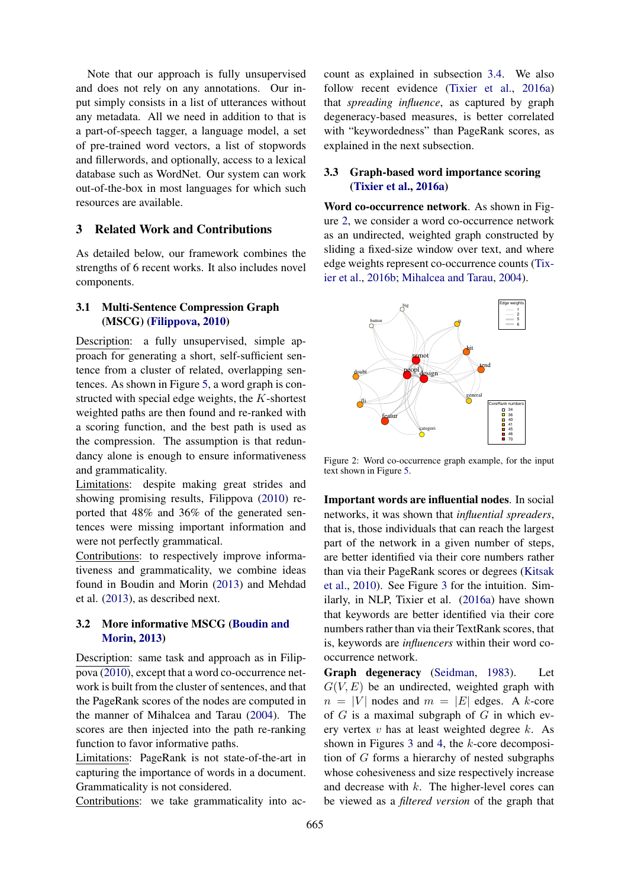Note that our approach is fully unsupervised and does not rely on any annotations. Our input simply consists in a list of utterances without any metadata. All we need in addition to that is a part-of-speech tagger, a language model, a set of pre-trained word vectors, a list of stopwords and fillerwords, and optionally, access to a lexical database such as WordNet. Our system can work out-of-the-box in most languages for which such resources are available.

## 3 Related Work and Contributions

As detailed below, our framework combines the strengths of 6 recent works. It also includes novel components.

### 3.1 Multi-Sentence Compression Graph (MSCG) (Filippova, 2010)

Description: a fully unsupervised, simple approach for generating a short, self-sufficient sentence from a cluster of related, overlapping sentences. As shown in Figure 5, a word graph is constructed with special edge weights, the $K$-shortest weighted paths are then found and re-ranked with a scoring function, and the best path is used as the compression. The assumption is that redundancy alone is enough to ensure informativeness and grammaticality.

Limitations: despite making great strides and showing promising results, Filippova (2010) reported that 48% and 36% of the generated sentences were missing important information and were not perfectly grammatical.

Contributions: to respectively improve informativeness and grammaticality, we combine ideas found in Boudin and Morin (2013) and Mehdad et al. (2013), as described next.

### 3.2 More informative MSCG (Boudin and Morin, 2013)

Description: same task and approach as in Filippova (2010), except that a word co-occurrence network is built from the cluster of sentences, and that the PageRank scores of the nodes are computed in the manner of Mihalcea and Tarau (2004). The scores are then injected into the path re-ranking function to favor informative paths.

Limitations: PageRank is not state-of-the-art in capturing the importance of words in a document. Grammaticality is not considered.

Contributions: we take grammaticality into account as explained in subsection 3.4. We also follow recent evidence (Tixier et al., 2016a) that *spreading influence*, as captured by graph degeneracy-based measures, is better correlated with "keywordedness" than PageRank scores, as explained in the next subsection.

### 3.3 Graph-based word importance scoring (Tixier et al., 2016a)

**Word co-occurrence network**. As shown in Figure 2, we consider a word co-occurrence network as an undirected, weighted graph constructed by sliding a fixed-size window over text, and where edge weights represent co-occurrence counts (Tixier et al., 2016b; Mihalcea and Tarau, 2004).

Figure 2: Word co-occurrence graph example, for the input text shown in Figure 5.

**Important words are influential nodes**. In social networks, it was shown that *influential spreaders*, that is, those individuals that can reach the largest part of the network in a given number of steps, are better identified via their core numbers rather than via their PageRank scores or degrees (Kitsak et al., 2010). See Figure 3 for the intuition. Similarly, in NLP, Tixier et al. (2016a) have shown that keywords are better identified via their core numbers rather than via their TextRank scores, that is, keywords are *influencers* within their word co-occurrence network.

**Graph degeneracy** (Seidman, 1983). Let $G(V, E)$ be an undirected, weighted graph with $n = |V|$ nodes and $m = |E|$ edges. A $k$-core of $G$ is a maximal subgraph of $G$ in which every vertex $v$ has at least weighted degree $k$. As shown in Figures 3 and 4, the $k$-core decomposition of $G$ forms a hierarchy of nested subgraphs whose cohesiveness and size respectively increase and decrease with $k$. The higher-level cores can be viewed as a *filtered version* of the graph that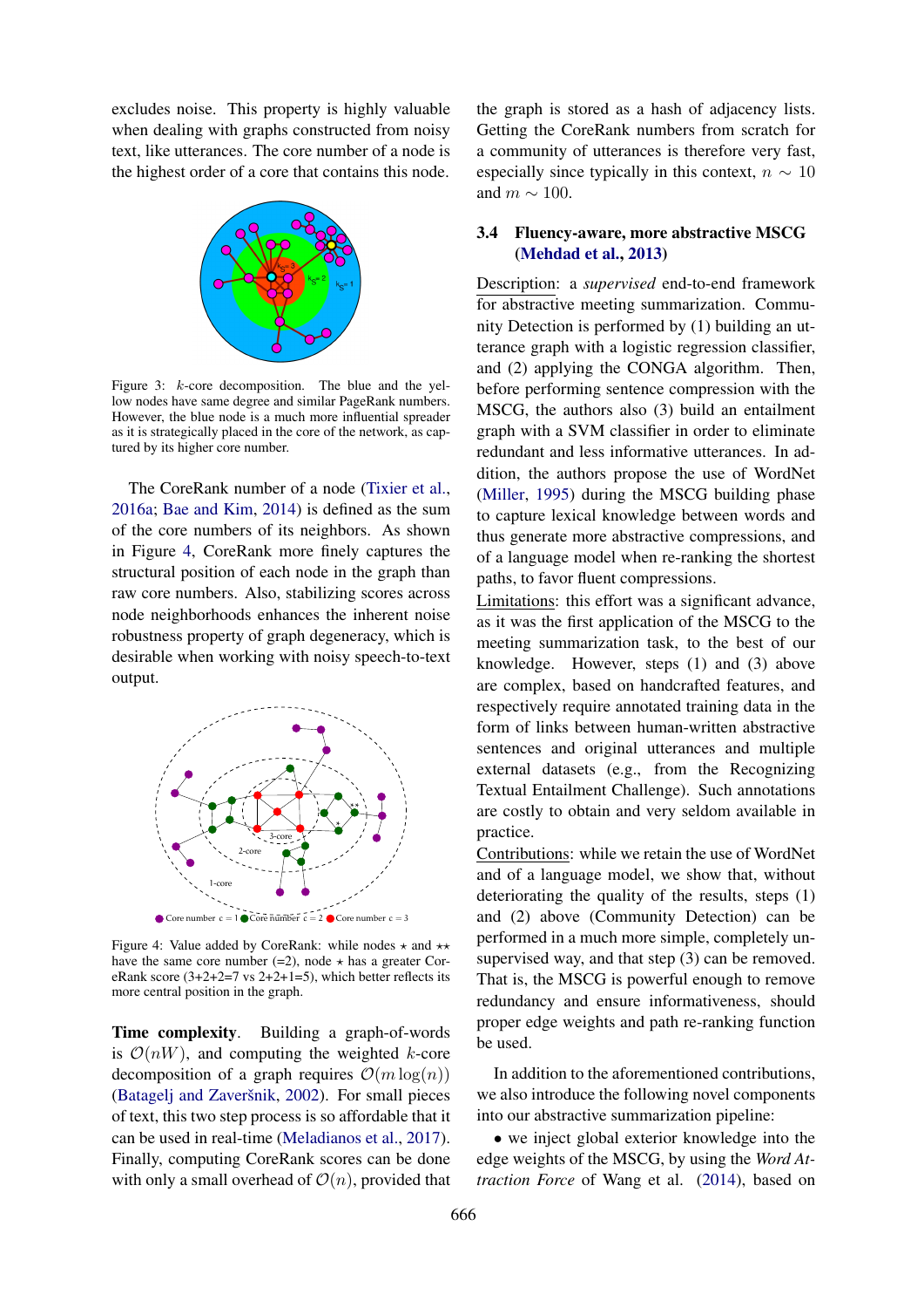excludes noise. This property is highly valuable when dealing with graphs constructed from noisy text, like utterances. The core number of a node is the highest order of a core that contains this node.

Figure 3: $k$-core decomposition. The blue and the yellow nodes have same degree and similar PageRank numbers. However, the blue node is a much more influential spreader as it is strategically placed in the core of the network, as captured by its higher core number.

The CoreRank number of a node (Tixier et al., 2016a; Bae and Kim, 2014) is defined as the sum of the core numbers of its neighbors. As shown in Figure 4, CoreRank more finely captures the structural position of each node in the graph than raw core numbers. Also, stabilizing scores across node neighborhoods enhances the inherent noise robustness property of graph degeneracy, which is desirable when working with noisy speech-to-text output.

Figure 4: Value added by CoreRank: while nodes $\star$ and $\star\star$ have the same core number (=2), node $\star$ has a greater CoreRank score (3+2+2=7 vs 2+2+1=5), which better reflects its more central position in the graph.

**Time complexity**. Building a graph-of-words is $\mathcal{O}(nW)$, and computing the weighted $k$-core decomposition of a graph requires $\mathcal{O}(m \log(n))$ (Batagelj and Zaveršnik, 2002). For small pieces of text, this two step process is so affordable that it can be used in real-time (Meladianos et al., 2017). Finally, computing CoreRank scores can be done with only a small overhead of $\mathcal{O}(n)$, provided that the graph is stored as a hash of adjacency lists. Getting the CoreRank numbers from scratch for a community of utterances is therefore very fast, especially since typically in this context, $n \sim 10$ and $m \sim 100$.

### 3.4 Fluency-aware, more abstractive MSCG (Mehdad et al., 2013)

Description: a *supervised* end-to-end framework for abstractive meeting summarization. Community Detection is performed by (1) building an utterance graph with a logistic regression classifier, and (2) applying the CONGA algorithm. Then, before performing sentence compression with the MSCG, the authors also (3) build an entailment graph with a SVM classifier in order to eliminate redundant and less informative utterances. In addition, the authors propose the use of WordNet (Miller, 1995) during the MSCG building phase to capture lexical knowledge between words and thus generate more abstractive compressions, and of a language model when re-ranking the shortest paths, to favor fluent compressions.

Limitations: this effort was a significant advance, as it was the first application of the MSCG to the meeting summarization task, to the best of our knowledge. However, steps (1) and (3) above are complex, based on handcrafted features, and respectively require annotated training data in the form of links between human-written abstractive sentences and original utterances and multiple external datasets (e.g., from the Recognizing Textual Entailment Challenge). Such annotations are costly to obtain and very seldom available in practice.

Contributions: while we retain the use of WordNet and of a language model, we show that, without deteriorating the quality of the results, steps (1) and (2) above (Community Detection) can be performed in a much more simple, completely unsupervised way, and that step (3) can be removed. That is, the MSCG is powerful enough to remove redundancy and ensure informativeness, should proper edge weights and path re-ranking function be used.

In addition to the aforementioned contributions, we also introduce the following novel components into our abstractive summarization pipeline:

• we inject global exterior knowledge into the edge weights of the MSCG, by using the *Word Attraction Force* of Wang et al. (2014), based on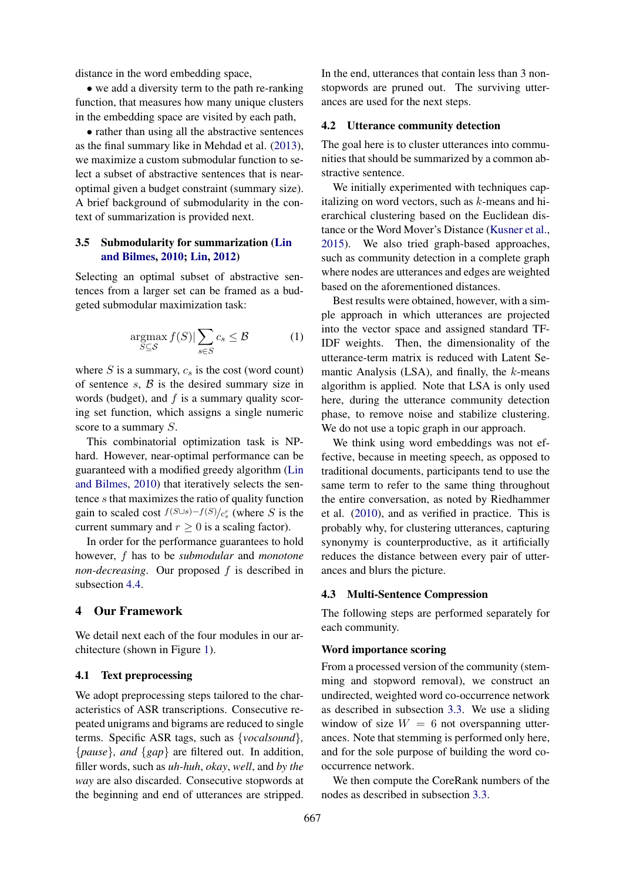distance in the word embedding space,

• we add a diversity term to the path re-ranking function, that measures how many unique clusters in the embedding space are visited by each path,

• rather than using all the abstractive sentences as the final summary like in Mehdad et al. (2013), we maximize a custom submodular function to select a subset of abstractive sentences that is near-optimal given a budget constraint (summary size). A brief background of submodularity in the context of summarization is provided next.

### 3.5 Submodularity for summarization (Lin and Bilmes, 2010; Lin, 2012)

Selecting an optimal subset of abstractive sentences from a larger set can be framed as a budgeted submodular maximization task:

$$\underset{S \subseteq \mathcal{S}}{\operatorname{argmax}}\, f(S) | \sum_{s \in S} c_s \leq \mathcal{B} \tag{1}$$

where $S$ is a summary, $c_s$ is the cost (word count) of sentence $s$, $\mathcal{B}$ is the desired summary size in words (budget), and $f$ is a summary quality scoring set function, which assigns a single numeric score to a summary $S$.

This combinatorial optimization task is NP-hard. However, near-optimal performance can be guaranteed with a modified greedy algorithm (Lin and Bilmes, 2010) that iteratively selects the sentence $s$ that maximizes the ratio of quality function gain to scaled cost $f(S \cup s) - f(S) / c_s^r$ (where $S$ is the current summary and $r \geq 0$ is a scaling factor).

In order for the performance guarantees to hold however, $f$ has to be *submodular* and *monotone non-decreasing*. Our proposed $f$ is described in subsection 4.4.

## 4 Our Framework

We detail next each of the four modules in our architecture (shown in Figure 1).

### 4.1 Text preprocessing

We adopt preprocessing steps tailored to the characteristics of ASR transcriptions. Consecutive repeated unigrams and bigrams are reduced to single terms. Specific ASR tags, such as {*vocalsound*}, {*pause*}, *and* {*gap*} are filtered out. In addition, filler words, such as *uh-huh*, *okay*, *well*, and *by the way* are also discarded. Consecutive stopwords at the beginning and end of utterances are stripped. In the end, utterances that contain less than 3 non-stopwords are pruned out. The surviving utterances are used for the next steps.

### 4.2 Utterance community detection

The goal here is to cluster utterances into communities that should be summarized by a common abstractive sentence.

We initially experimented with techniques capitalizing on word vectors, such as $k$-means and hierarchical clustering based on the Euclidean distance or the Word Mover's Distance (Kusner et al., 2015). We also tried graph-based approaches, such as community detection in a complete graph where nodes are utterances and edges are weighted based on the aforementioned distances.

Best results were obtained, however, with a simple approach in which utterances are projected into the vector space and assigned standard TF-IDF weights. Then, the dimensionality of the utterance-term matrix is reduced with Latent Semantic Analysis (LSA), and finally, the $k$-means algorithm is applied. Note that LSA is only used here, during the utterance community detection phase, to remove noise and stabilize clustering. We do not use a topic graph in our approach.

We think using word embeddings was not effective, because in meeting speech, as opposed to traditional documents, participants tend to use the same term to refer to the same thing throughout the entire conversation, as noted by Riedhammer et al. (2010), and as verified in practice. This is probably why, for clustering utterances, capturing synonymy is counterproductive, as it artificially reduces the distance between every pair of utterances and blurs the picture.

### 4.3 Multi-Sentence Compression

The following steps are performed separately for each community.

#### Word importance scoring

From a processed version of the community (stemming and stopword removal), we construct an undirected, weighted word co-occurrence network as described in subsection 3.3. We use a sliding window of size $W = 6$ not overspanning utterances. Note that stemming is performed only here, and for the sole purpose of building the word co-occurrence network.

We then compute the CoreRank numbers of the nodes as described in subsection 3.3.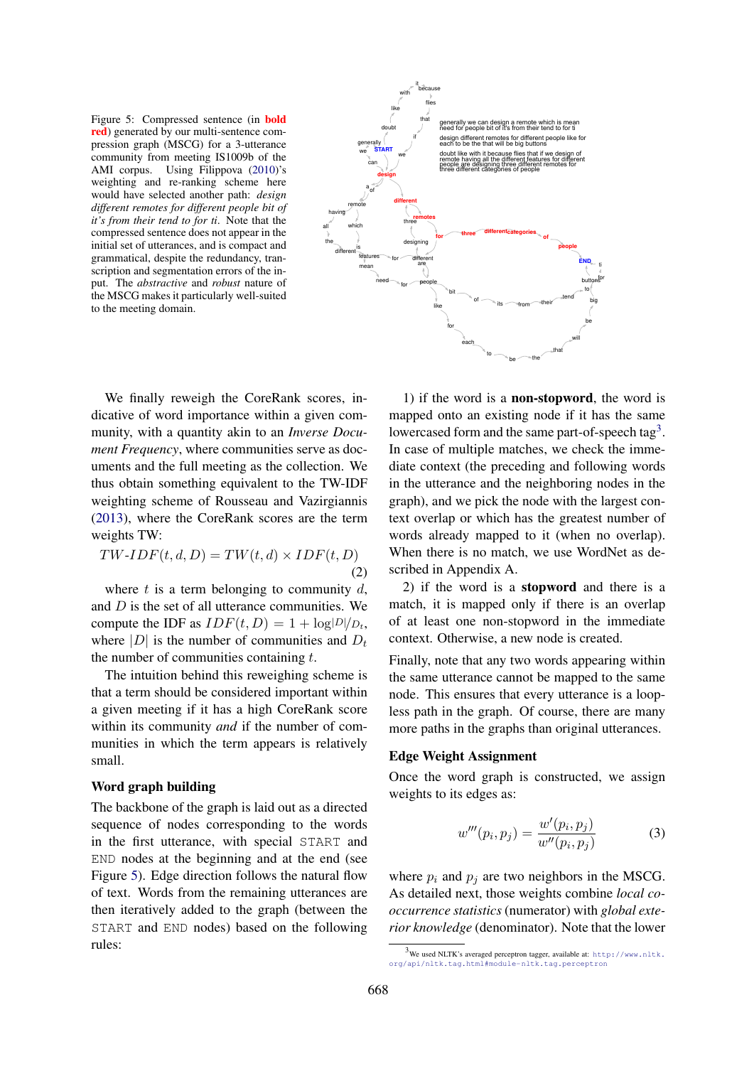Figure 5: Compressed sentence (in **bold red**) generated by our multi-sentence compression graph (MSCG) for a 3-utterance community from meeting IS1009b of the AMI corpus. Using Filippova (2010)'s weighting and re-ranking scheme here would have selected another path: *design different remotes for different people bit of it's from their tend to for ti*. Note that the compressed sentence does not appear in the initial set of utterances, and is compact and grammatical, despite the redundancy, transcription and segmentation errors of the input. The *abstractive* and *robust* nature of the MSCG makes it particularly well-suited to the meeting domain.

We finally reweigh the CoreRank scores, indicative of word importance within a given community, with a quantity akin to an *Inverse Document Frequency*, where communities serve as documents and the full meeting as the collection. We thus obtain something equivalent to the TW-IDF weighting scheme of Rousseau and Vazirgiannis (2013), where the CoreRank scores are the term weights TW:

$$TW\text{-}IDF(t, d, D) = TW(t, d) \times IDF(t, D) \tag{2}$$

where $t$ is a term belonging to community $d$, and $D$ is the set of all utterance communities. We compute the IDF as $IDF(t, D) = 1 + \log |D|/D_t$, where $|D|$ is the number of communities and $D_t$ the number of communities containing $t$.

The intuition behind this reweighing scheme is that a term should be considered important within a given meeting if it has a high CoreRank score within its community *and* if the number of communities in which the term appears is relatively small.

## Word graph building

The backbone of the graph is laid out as a directed sequence of nodes corresponding to the words in the first utterance, with special `START` and `END` nodes at the beginning and at the end (see Figure 5). Edge direction follows the natural flow of text. Words from the remaining utterances are then iteratively added to the graph (between the `START` and `END` nodes) based on the following rules:

1) if the word is a **non-stopword**, the word is mapped onto an existing node if it has the same lowercased form and the same part-of-speech tag[3]. In case of multiple matches, we check the immediate context (the preceding and following words in the utterance and the neighboring nodes in the graph), and we pick the node with the largest context overlap or which has the greatest number of words already mapped to it (when no overlap). When there is no match, we use WordNet as described in Appendix A.

2) if the word is a **stopword** and there is a match, it is mapped only if there is an overlap of at least one non-stopword in the immediate context. Otherwise, a new node is created.

Finally, note that any two words appearing within the same utterance cannot be mapped to the same node. This ensures that every utterance is a loopless path in the graph. Of course, there are many more paths in the graphs than original utterances.

## Edge Weight Assignment

Once the word graph is constructed, we assign weights to its edges as:

$$w'''(p_i, p_j) = \frac{w'(p_i, p_j)}{w''(p_i, p_j)} \tag{3}$$

where $p_i$ and $p_j$ are two neighbors in the MSCG. As detailed next, those weights combine *local co-occurrence statistics* (numerator) with *global exterior knowledge* (denominator). Note that the lower

[3] We used NLTK's averaged perceptron tagger, available at: http://www.nltk.org/api/nltk.tag.html#module-nltk.tag.perceptron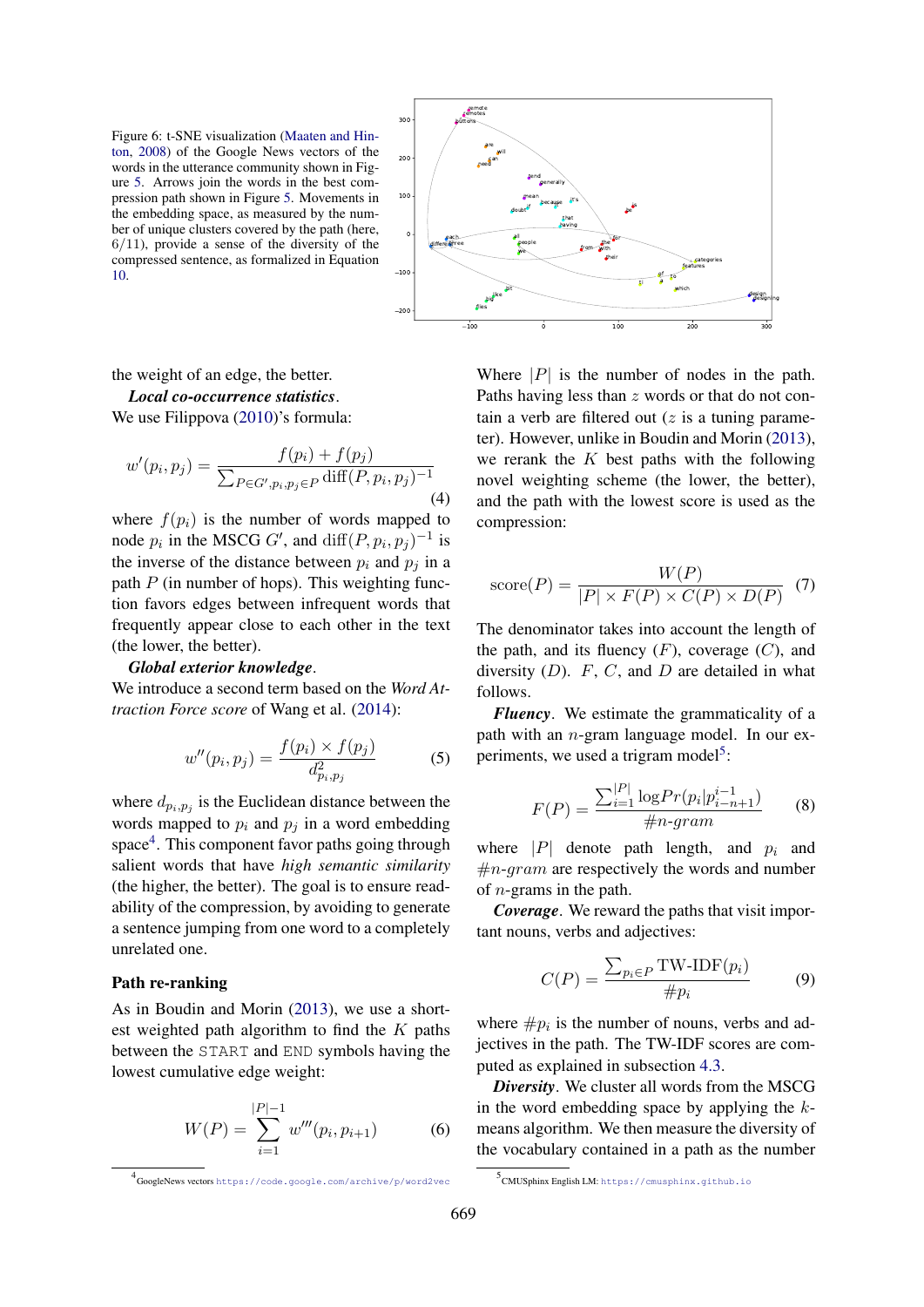Figure 6: t-SNE visualization (Maaten and Hinton, 2008) of the Google News vectors of the words in the utterance community shown in Figure 5. Arrows join the words in the best compression path shown in Figure 5. Movements in the embedding space, as measured by the number of unique clusters covered by the path (here, 6/11), provide a sense of the diversity of the compressed sentence, as formalized in Equation 10.

the weight of an edge, the better.

***Local co-occurrence statistics***. We use Filippova (2010)'s formula:

$$w'(p_i, p_j) = \frac{f(p_i) + f(p_j)}{\sum_{P \in G', p_i, p_j \in P} \text{diff}(P, p_i, p_j)^{-1}} \tag{4}$$

where $f(p_i)$ is the number of words mapped to node $p_i$ in the MSCG $G'$, and $\text{diff}(P, p_i, p_j)^{-1}$ is the inverse of the distance between $p_i$ and $p_j$ in a path $P$ (in number of hops). This weighting function favors edges between infrequent words that frequently appear close to each other in the text (the lower, the better).

***Global exterior knowledge***. We introduce a second term based on the *Word Attraction Force score* of Wang et al. (2014):

$$w''(p_i, p_j) = \frac{f(p_i) \times f(p_j)}{d^2_{p_i, p_j}} \tag{5}$$

where $d_{p_i,p_j}$ is the Euclidean distance between the words mapped to $p_i$ and $p_j$ in a word embedding space[4]. This component favor paths going through salient words that have *high semantic similarity* (the higher, the better). The goal is to ensure readability of the compression, by avoiding to generate a sentence jumping from one word to a completely unrelated one.

**Path re-ranking**

As in Boudin and Morin (2013), we use a shortest weighted path algorithm to find the $K$ paths between the `START` and `END` symbols having the lowest cumulative edge weight:

$$W(P) = \sum_{i=1}^{|P|-1} w'''(p_i, p_{i+1}) \tag{6}$$

Where $|P|$ is the number of nodes in the path. Paths having less than $z$ words or that do not contain a verb are filtered out ($z$ is a tuning parameter). However, unlike in Boudin and Morin (2013), we rerank the $K$ best paths with the following novel weighting scheme (the lower, the better), and the path with the lowest score is used as the compression:

$$\text{score}(P) = \frac{W(P)}{|P| \times F(P) \times C(P) \times D(P)} \tag{7}$$

The denominator takes into account the length of the path, and its fluency ($F$), coverage ($C$), and diversity ($D$). $F$, $C$, and $D$ are detailed in what follows.

***Fluency***. We estimate the grammaticality of a path with an $n$-gram language model. In our experiments, we used a trigram model[5]:

$$F(P) = \frac{\sum_{i=1}^{|P|} \log Pr(p_i | p_{i-n+1}^{i-1})}{\#n\text{-}gram} \tag{8}$$

where $|P|$ denote path length, and $p_i$ and $\#n\text{-}gram$ are respectively the words and number of $n$-grams in the path.

***Coverage***. We reward the paths that visit important nouns, verbs and adjectives:

$$C(P) = \frac{\sum_{p_i \in P} \text{TW-IDF}(p_i)}{\#p_i} \tag{9}$$

where $\#p_i$ is the number of nouns, verbs and adjectives in the path. The TW-IDF scores are computed as explained in subsection 4.3.

***Diversity***. We cluster all words from the MSCG in the word embedding space by applying the $k$-means algorithm. We then measure the diversity of the vocabulary contained in a path as the number

[4] GoogleNews vectors https://code.google.com/archive/p/word2vec

[5] CMUSphinx English LM: https://cmusphinx.github.io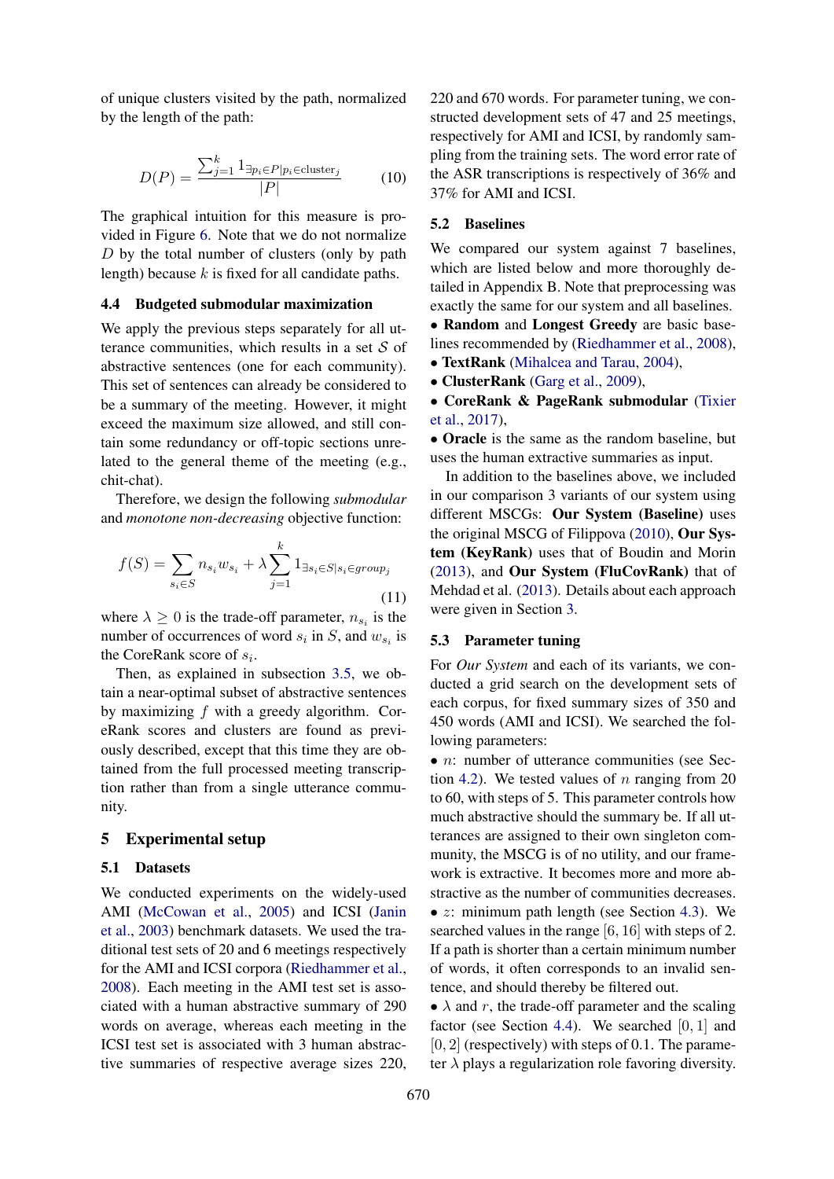of unique clusters visited by the path, normalized by the length of the path:

$$D(P) = \frac{\sum_{j=1}^{k} 1_{\exists p_i \in P | p_i \in \text{cluster}_j}}{|P|} \tag{10}$$

The graphical intuition for this measure is provided in Figure 6. Note that we do not normalize $D$ by the total number of clusters (only by path length) because $k$ is fixed for all candidate paths.

### 4.4 Budgeted submodular maximization

We apply the previous steps separately for all utterance communities, which results in a set $\mathcal{S}$ of abstractive sentences (one for each community). This set of sentences can already be considered to be a summary of the meeting. However, it might exceed the maximum size allowed, and still contain some redundancy or off-topic sections unrelated to the general theme of the meeting (e.g., chit-chat).

Therefore, we design the following *submodular* and *monotone non-decreasing* objective function:

$$f(S) = \sum_{s_i \in S} n_{s_i} w_{s_i} + \lambda \sum_{j=1}^{k} 1_{\exists s_i \in S | s_i \in group_j} \tag{11}$$

where $\lambda \geq 0$ is the trade-off parameter, $n_{s_i}$ is the number of occurrences of word $s_i$ in $S$, and $w_{s_i}$ is the CoreRank score of $s_i$.

Then, as explained in subsection 3.5, we obtain a near-optimal subset of abstractive sentences by maximizing $f$ with a greedy algorithm. CoreRank scores and clusters are found as previously described, except that this time they are obtained from the full processed meeting transcription rather than from a single utterance community.

## 5 Experimental setup

### 5.1 Datasets

We conducted experiments on the widely-used AMI (McCowan et al., 2005) and ICSI (Janin et al., 2003) benchmark datasets. We used the traditional test sets of 20 and 6 meetings respectively for the AMI and ICSI corpora (Riedhammer et al., 2008). Each meeting in the AMI test set is associated with a human abstractive summary of 290 words on average, whereas each meeting in the ICSI test set is associated with 3 human abstractive summaries of respective average sizes 220, 220 and 670 words. For parameter tuning, we constructed development sets of 47 and 25 meetings, respectively for AMI and ICSI, by randomly sampling from the training sets. The word error rate of the ASR transcriptions is respectively of 36% and 37% for AMI and ICSI.

### 5.2 Baselines

We compared our system against 7 baselines, which are listed below and more thoroughly detailed in Appendix B. Note that preprocessing was exactly the same for our system and all baselines.

- **Random** and **Longest Greedy** are basic baselines recommended by (Riedhammer et al., 2008),
- **TextRank** (Mihalcea and Tarau, 2004),
- **ClusterRank** (Garg et al., 2009),
- **CoreRank & PageRank submodular** (Tixier et al., 2017),
- **Oracle** is the same as the random baseline, but uses the human extractive summaries as input.

In addition to the baselines above, we included in our comparison 3 variants of our system using different MSCGs: **Our System (Baseline)** uses the original MSCG of Filippova (2010), **Our System (KeyRank)** uses that of Boudin and Morin (2013), and **Our System (FluCovRank)** that of Mehdad et al. (2013). Details about each approach were given in Section 3.

### 5.3 Parameter tuning

For *Our System* and each of its variants, we conducted a grid search on the development sets of each corpus, for fixed summary sizes of 350 and 450 words (AMI and ICSI). We searched the following parameters:

- $n$: number of utterance communities (see Section 4.2). We tested values of $n$ ranging from 20 to 60, with steps of 5. This parameter controls how much abstractive should the summary be. If all utterances are assigned to their own singleton community, the MSCG is of no utility, and our framework is extractive. It becomes more and more abstractive as the number of communities decreases.
- $z$: minimum path length (see Section 4.3). We searched values in the range $[6, 16]$ with steps of 2. If a path is shorter than a certain minimum number of words, it often corresponds to an invalid sentence, and should thereby be filtered out.
- $\lambda$ and $r$, the trade-off parameter and the scaling factor (see Section 4.4). We searched $[0, 1]$ and $[0, 2]$ (respectively) with steps of 0.1. The parameter $\lambda$ plays a regularization role favoring diversity.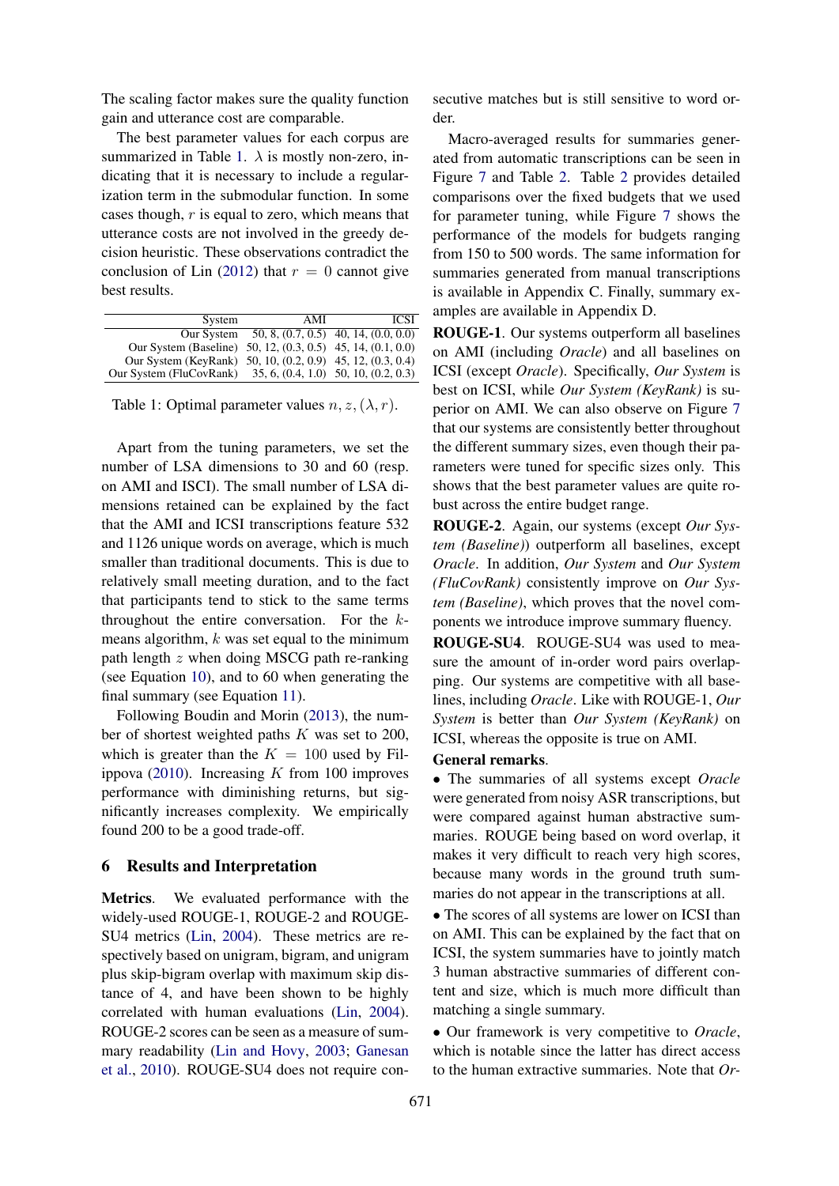The scaling factor makes sure the quality function gain and utterance cost are comparable.

The best parameter values for each corpus are summarized in Table 1. $\lambda$ is mostly non-zero, indicating that it is necessary to include a regularization term in the submodular function. In some cases though, $r$ is equal to zero, which means that utterance costs are not involved in the greedy decision heuristic. These observations contradict the conclusion of Lin (2012) that $r = 0$ cannot give best results.

| System | AMI | ICSI |
|---|---|---|
| Our System | 50, 8, (0.7, 0.5) | 40, 14, (0.0, 0.0) |
| Our System (Baseline) | 50, 12, (0.3, 0.5) | 45, 14, (0.1, 0.0) |
| Our System (KeyRank) | 50, 10, (0.2, 0.9) | 45, 12, (0.3, 0.4) |
| Our System (FluCovRank) | 35, 6, (0.4, 1.0) | 50, 10, (0.2, 0.3) |

Table 1: Optimal parameter values $n, z, (\lambda, r)$.

Apart from the tuning parameters, we set the number of LSA dimensions to 30 and 60 (resp. on AMI and ISCI). The small number of LSA dimensions retained can be explained by the fact that the AMI and ICSI transcriptions feature 532 and 1126 unique words on average, which is much smaller than traditional documents. This is due to relatively small meeting duration, and to the fact that participants tend to stick to the same terms throughout the entire conversation. For the $k$-means algorithm, $k$ was set equal to the minimum path length $z$ when doing MSCG path re-ranking (see Equation 10), and to 60 when generating the final summary (see Equation 11).

Following Boudin and Morin (2013), the number of shortest weighted paths $K$ was set to 200, which is greater than the $K = 100$ used by Filippova (2010). Increasing $K$ from 100 improves performance with diminishing returns, but significantly increases complexity. We empirically found 200 to be a good trade-off.

## 6 Results and Interpretation

**Metrics**. We evaluated performance with the widely-used ROUGE-1, ROUGE-2 and ROUGE-SU4 metrics (Lin, 2004). These metrics are respectively based on unigram, bigram, and unigram plus skip-bigram overlap with maximum skip distance of 4, and have been shown to be highly correlated with human evaluations (Lin, 2004). ROUGE-2 scores can be seen as a measure of summary readability (Lin and Hovy, 2003; Ganesan et al., 2010). ROUGE-SU4 does not require consecutive matches but is still sensitive to word order.

Macro-averaged results for summaries generated from automatic transcriptions can be seen in Figure 7 and Table 2. Table 2 provides detailed comparisons over the fixed budgets that we used for parameter tuning, while Figure 7 shows the performance of the models for budgets ranging from 150 to 500 words. The same information for summaries generated from manual transcriptions is available in Appendix C. Finally, summary examples are available in Appendix D.

**ROUGE-1**. Our systems outperform all baselines on AMI (including *Oracle*) and all baselines on ICSI (except *Oracle*). Specifically, *Our System* is best on ICSI, while *Our System (KeyRank)* is superior on AMI. We can also observe on Figure 7 that our systems are consistently better throughout the different summary sizes, even though their parameters were tuned for specific sizes only. This shows that the best parameter values are quite robust across the entire budget range.

**ROUGE-2**. Again, our systems (except *Our System (Baseline)*) outperform all baselines, except *Oracle*. In addition, *Our System* and *Our System (FluCovRank)* consistently improve on *Our System (Baseline)*, which proves that the novel components we introduce improve summary fluency.

**ROUGE-SU4**. ROUGE-SU4 was used to measure the amount of in-order word pairs overlapping. Our systems are competitive with all baselines, including *Oracle*. Like with ROUGE-1, *Our System* is better than *Our System (KeyRank)* on ICSI, whereas the opposite is true on AMI.

**General remarks**.

- The summaries of all systems except *Oracle* were generated from noisy ASR transcriptions, but were compared against human abstractive summaries. ROUGE being based on word overlap, it makes it very difficult to reach very high scores, because many words in the ground truth summaries do not appear in the transcriptions at all.

- The scores of all systems are lower on ICSI than on AMI. This can be explained by the fact that on ICSI, the system summaries have to jointly match 3 human abstractive summaries of different content and size, which is much more difficult than matching a single summary.

- Our framework is very competitive to *Oracle*, which is notable since the latter has direct access to the human extractive summaries. Note that *Or-*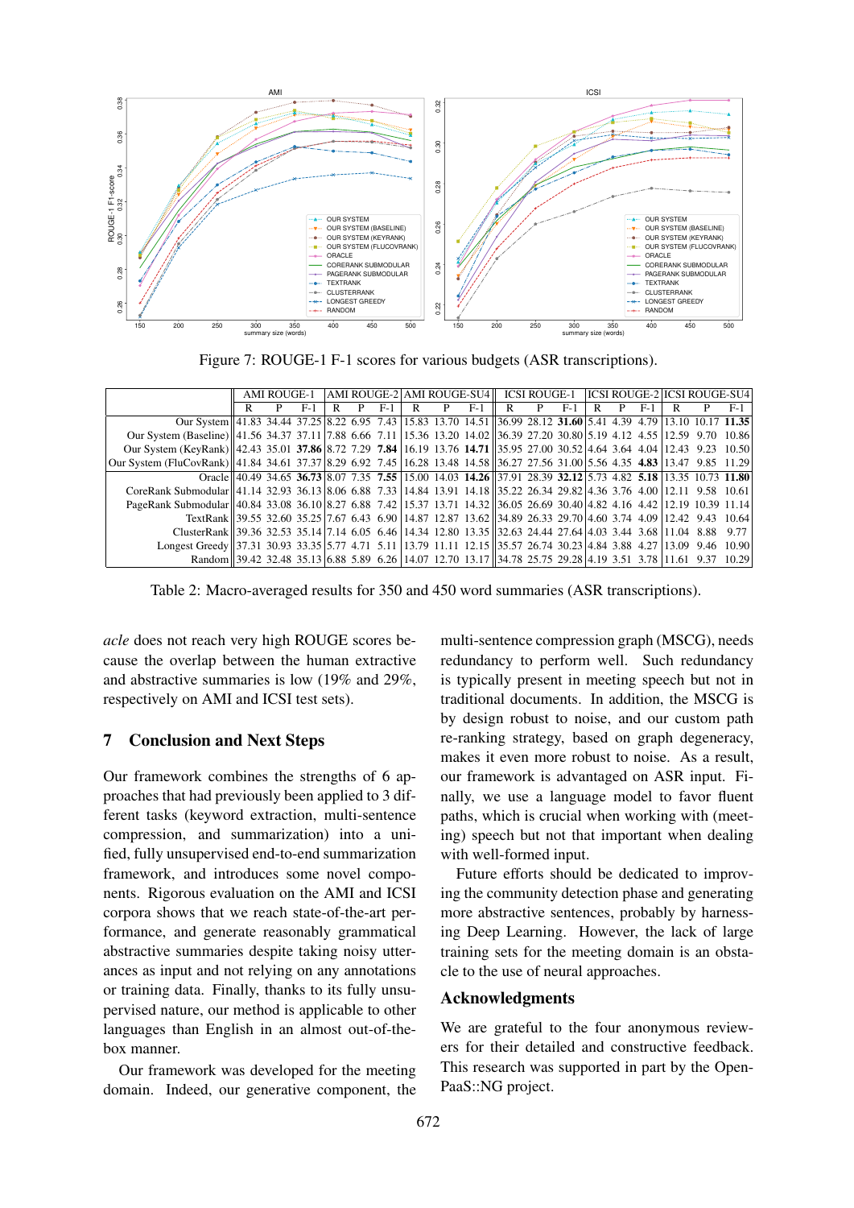Figure 7: ROUGE-1 F-1 scores for various budgets (ASR transcriptions).

| | AMI ROUGE-1 | | | AMI ROUGE-2 | | | AMI ROUGE-SU4 | | | ICSI ROUGE-1 | | | ICSI ROUGE-2 | | | ICSI ROUGE-SU4 | | |
|---|---|---|---|---|---|---|---|---|---|---|---|---|---|---|---|---|---|---|
| | R | P | F-1 | R | P | F-1 | R | P | F-1 | R | P | F-1 | R | P | F-1 | R | P | F-1 |
| Our System | 41.83 | 34.44 | 37.25 | 8.22 | 6.95 | 7.43 | 15.83 | 13.70 | 14.51 | 36.99 | 28.12 | **31.60** | 5.41 | 4.39 | 4.79 | 13.10 | 10.17 | **11.35** |
| Our System (Baseline) | 41.56 | 34.37 | 37.11 | 7.88 | 6.66 | 7.11 | 15.36 | 13.20 | 14.02 | 36.39 | 27.20 | 30.80 | 5.19 | 4.12 | 4.55 | 12.59 | 9.70 | 10.86 |
| Our System (KeyRank) | 42.43 | 35.01 | **37.86** | 8.72 | 7.29 | **7.84** | 16.19 | 13.76 | **14.71** | 35.95 | 27.00 | 30.52 | 4.64 | 3.64 | 4.04 | 12.43 | 9.23 | 10.50 |
| Our System (FluCovRank) | 41.84 | 34.61 | 37.37 | 8.29 | 6.92 | 7.45 | 16.28 | 13.48 | 14.58 | 36.27 | 27.56 | 31.00 | 5.56 | 4.35 | **4.83** | 13.47 | 9.85 | 11.29 |
| Oracle | 40.49 | 34.65 | **36.73** | 8.07 | 7.35 | **7.55** | 15.00 | 14.03 | **14.26** | 37.91 | 28.39 | **32.12** | 5.73 | 4.82 | **5.18** | 13.35 | 10.73 | **11.80** |
| CoreRank Submodular | 41.14 | 32.93 | 36.13 | 8.06 | 6.88 | 7.33 | 14.84 | 13.91 | 14.18 | 35.22 | 26.34 | 29.82 | 4.36 | 3.76 | 4.00 | 12.11 | 9.58 | 10.61 |
| PageRank Submodular | 40.84 | 33.08 | 36.10 | 8.27 | 6.88 | 7.42 | 15.37 | 13.71 | 14.32 | 36.05 | 26.69 | 30.40 | 4.82 | 4.16 | 4.42 | 12.19 | 10.39 | 11.14 |
| TextRank | 39.55 | 32.60 | 35.25 | 7.67 | 6.43 | 6.90 | 14.87 | 12.87 | 13.62 | 34.89 | 26.33 | 29.70 | 4.60 | 3.74 | 4.09 | 12.42 | 9.43 | 10.64 |
| ClusterRank | 39.36 | 32.53 | 35.14 | 7.14 | 6.05 | 6.46 | 14.34 | 12.80 | 13.35 | 32.63 | 24.44 | 27.64 | 4.03 | 3.44 | 3.68 | 11.04 | 8.88 | 9.77 |
| Longest Greedy | 37.31 | 30.93 | 33.35 | 5.77 | 4.71 | 5.11 | 13.79 | 11.11 | 12.15 | 35.57 | 26.74 | 30.23 | 4.84 | 3.88 | 4.27 | 13.09 | 9.46 | 10.90 |
| Random | 39.42 | 32.48 | 35.13 | 6.88 | 5.89 | 6.26 | 14.07 | 12.70 | 13.17 | 34.78 | 25.75 | 29.28 | 4.19 | 3.51 | 3.78 | 11.61 | 9.37 | 10.29 |

Table 2: Macro-averaged results for 350 and 450 word summaries (ASR transcriptions).

*acle* does not reach very high ROUGE scores because the overlap between the human extractive and abstractive summaries is low (19% and 29%, respectively on AMI and ICSI test sets).

## 7 Conclusion and Next Steps

Our framework combines the strengths of 6 approaches that had previously been applied to 3 different tasks (keyword extraction, multi-sentence compression, and summarization) into a unified, fully unsupervised end-to-end summarization framework, and introduces some novel components. Rigorous evaluation on the AMI and ICSI corpora shows that we reach state-of-the-art performance, and generate reasonably grammatical abstractive summaries despite taking noisy utterances as input and not relying on any annotations or training data. Finally, thanks to its fully unsupervised nature, our method is applicable to other languages than English in an almost out-of-the-box manner.

Our framework was developed for the meeting domain. Indeed, our generative component, the multi-sentence compression graph (MSCG), needs redundancy to perform well. Such redundancy is typically present in meeting speech but not in traditional documents. In addition, the MSCG is by design robust to noise, and our custom path re-ranking strategy, based on graph degeneracy, makes it even more robust to noise. As a result, our framework is advantaged on ASR input. Finally, we use a language model to favor fluent paths, which is crucial when working with (meeting) speech but not that important when dealing with well-formed input.

Future efforts should be dedicated to improving the community detection phase and generating more abstractive sentences, probably by harnessing Deep Learning. However, the lack of large training sets for the meeting domain is an obstacle to the use of neural approaches.

## Acknowledgments

We are grateful to the four anonymous reviewers for their detailed and constructive feedback. This research was supported in part by the OpenPaaS::NG project.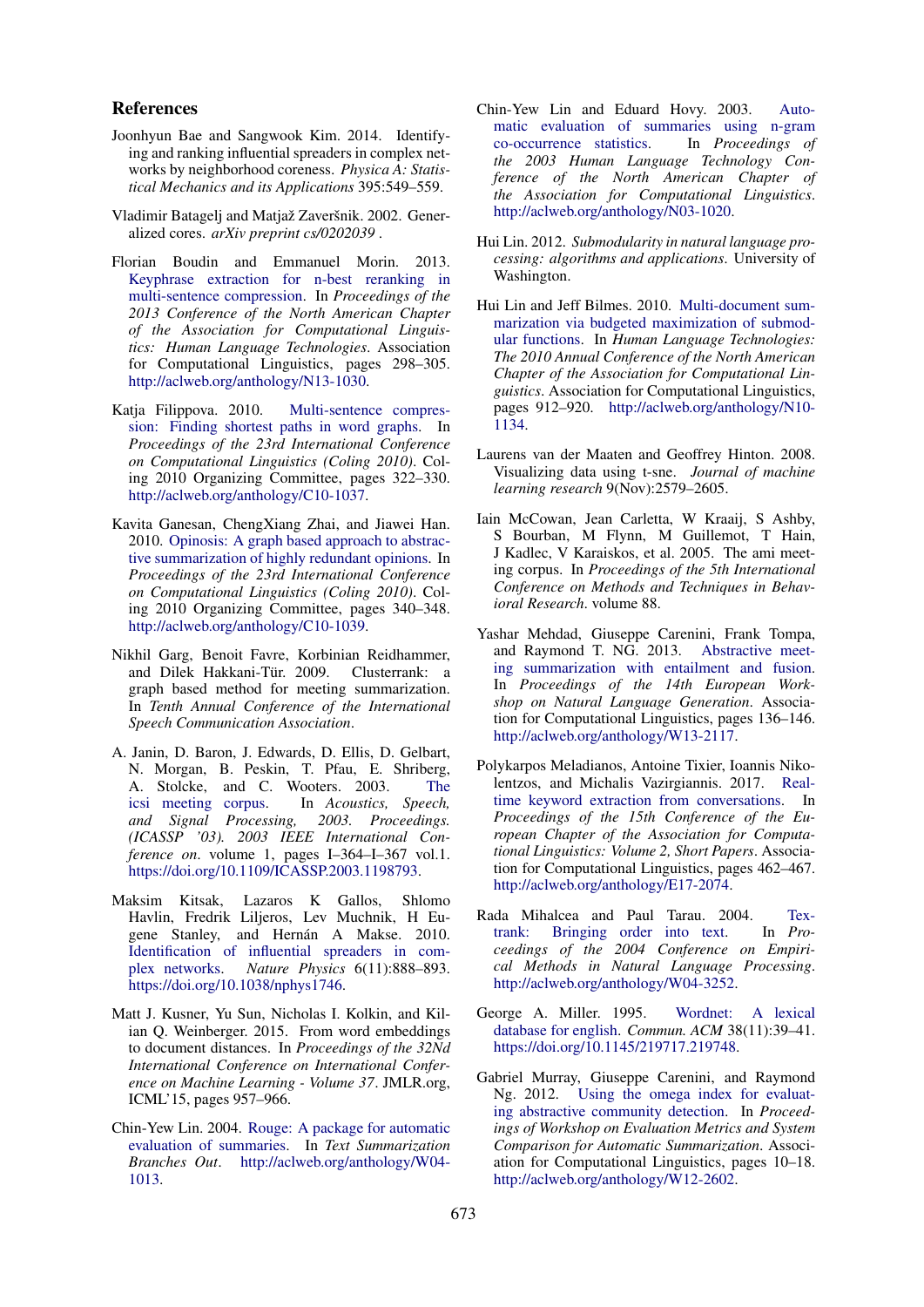## References

Joonhyun Bae and Sangwook Kim. 2014. Identifying and ranking influential spreaders in complex networks by neighborhood coreness. *Physica A: Statistical Mechanics and its Applications* 395:549–559.

Vladimir Batagelj and Matjaž Zaveršnik. 2002. Generalized cores. *arXiv preprint cs/0202039* .

Florian Boudin and Emmanuel Morin. 2013. Keyphrase extraction for n-best reranking in multi-sentence compression. In *Proceedings of the 2013 Conference of the North American Chapter of the Association for Computational Linguistics: Human Language Technologies*. Association for Computational Linguistics, pages 298–305. http://aclweb.org/anthology/N13-1030.

Katja Filippova. 2010. Multi-sentence compression: Finding shortest paths in word graphs. In *Proceedings of the 23rd International Conference on Computational Linguistics (Coling 2010)*. Coling 2010 Organizing Committee, pages 322–330. http://aclweb.org/anthology/C10-1037.

Kavita Ganesan, ChengXiang Zhai, and Jiawei Han. 2010. Opinosis: A graph based approach to abstractive summarization of highly redundant opinions. In *Proceedings of the 23rd International Conference on Computational Linguistics (Coling 2010)*. Coling 2010 Organizing Committee, pages 340–348. http://aclweb.org/anthology/C10-1039.

Nikhil Garg, Benoit Favre, Korbinian Reidhammer, and Dilek Hakkani-Tür. 2009. Clusterrank: a graph based method for meeting summarization. In *Tenth Annual Conference of the International Speech Communication Association*.

A. Janin, D. Baron, J. Edwards, D. Ellis, D. Gelbart, N. Morgan, B. Peskin, T. Pfau, E. Shriberg, A. Stolcke, and C. Wooters. 2003. The icsi meeting corpus. In *Acoustics, Speech, and Signal Processing, 2003. Proceedings. (ICASSP '03). 2003 IEEE International Conference on*. volume 1, pages I–364–I–367 vol.1. https://doi.org/10.1109/ICASSP.2003.1198793.

Maksim Kitsak, Lazaros K Gallos, Shlomo Havlin, Fredrik Liljeros, Lev Muchnik, H Eugene Stanley, and Hernán A Makse. 2010. Identification of influential spreaders in complex networks. *Nature Physics* 6(11):888–893. https://doi.org/10.1038/nphys1746.

Matt J. Kusner, Yu Sun, Nicholas I. Kolkin, and Kilian Q. Weinberger. 2015. From word embeddings to document distances. In *Proceedings of the 32Nd International Conference on International Conference on Machine Learning - Volume 37*. JMLR.org, ICML'15, pages 957–966.

Chin-Yew Lin. 2004. Rouge: A package for automatic evaluation of summaries. In *Text Summarization Branches Out*. http://aclweb.org/anthology/W04-1013.

Chin-Yew Lin and Eduard Hovy. 2003. Automatic evaluation of summaries using n-gram co-occurrence statistics. In *Proceedings of the 2003 Human Language Technology Conference of the North American Chapter of the Association for Computational Linguistics*. http://aclweb.org/anthology/N03-1020.

Hui Lin. 2012. *Submodularity in natural language processing: algorithms and applications*. University of Washington.

Hui Lin and Jeff Bilmes. 2010. Multi-document summarization via budgeted maximization of submodular functions. In *Human Language Technologies: The 2010 Annual Conference of the North American Chapter of the Association for Computational Linguistics*. Association for Computational Linguistics, pages 912–920. http://aclweb.org/anthology/N10-1134.

Laurens van der Maaten and Geoffrey Hinton. 2008. Visualizing data using t-sne. *Journal of machine learning research* 9(Nov):2579–2605.

Iain McCowan, Jean Carletta, W Kraaij, S Ashby, S Bourban, M Flynn, M Guillemot, T Hain, J Kadlec, V Karaiskos, et al. 2005. The ami meeting corpus. In *Proceedings of the 5th International Conference on Methods and Techniques in Behavioral Research*. volume 88.

Yashar Mehdad, Giuseppe Carenini, Frank Tompa, and Raymond T. NG. 2013. Abstractive meeting summarization with entailment and fusion. In *Proceedings of the 14th European Workshop on Natural Language Generation*. Association for Computational Linguistics, pages 136–146. http://aclweb.org/anthology/W13-2117.

Polykarpos Meladianos, Antoine Tixier, Ioannis Nikolentzos, and Michalis Vazirgiannis. 2017. Real-time keyword extraction from conversations. In *Proceedings of the 15th Conference of the European Chapter of the Association for Computational Linguistics: Volume 2, Short Papers*. Association for Computational Linguistics, pages 462–467. http://aclweb.org/anthology/E17-2074.

Rada Mihalcea and Paul Tarau. 2004. Textrank: Bringing order into text. In *Proceedings of the 2004 Conference on Empirical Methods in Natural Language Processing*. http://aclweb.org/anthology/W04-3252.

George A. Miller. 1995. Wordnet: A lexical database for english. *Commun. ACM* 38(11):39–41. https://doi.org/10.1145/219717.219748.

Gabriel Murray, Giuseppe Carenini, and Raymond Ng. 2012. Using the omega index for evaluating abstractive community detection. In *Proceedings of Workshop on Evaluation Metrics and System Comparison for Automatic Summarization*. Association for Computational Linguistics, pages 10–18. http://aclweb.org/anthology/W12-2602.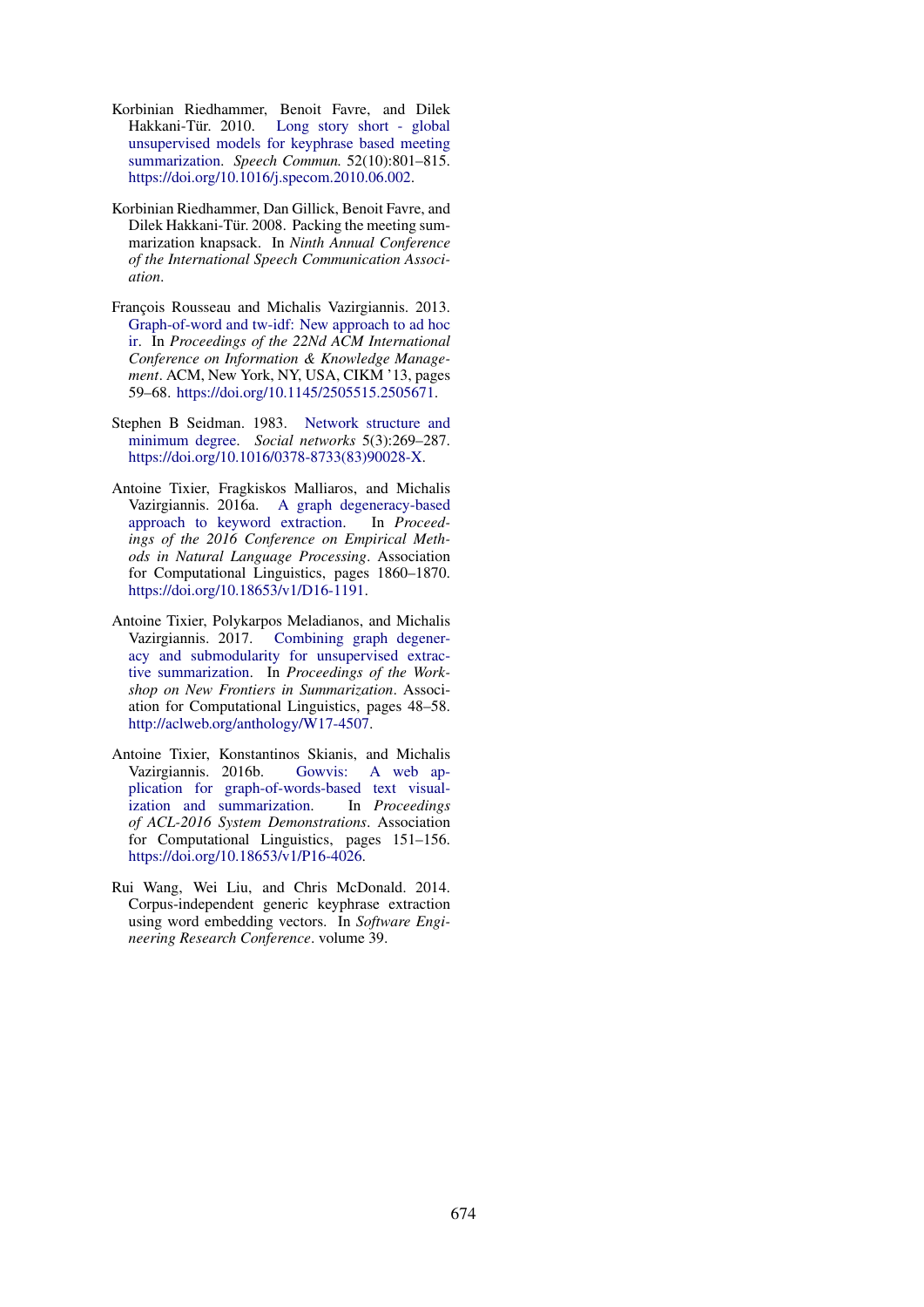Korbinian Riedhammer, Benoit Favre, and Dilek Hakkani-Tür. 2010. Long story short - global unsupervised models for keyphrase based meeting summarization. *Speech Commun.* 52(10):801–815. https://doi.org/10.1016/j.specom.2010.06.002.

Korbinian Riedhammer, Dan Gillick, Benoit Favre, and Dilek Hakkani-Tür. 2008. Packing the meeting summarization knapsack. In *Ninth Annual Conference of the International Speech Communication Association*.

François Rousseau and Michalis Vazirgiannis. 2013. Graph-of-word and tw-idf: New approach to ad hoc ir. In *Proceedings of the 22Nd ACM International Conference on Information & Knowledge Management*. ACM, New York, NY, USA, CIKM '13, pages 59–68. https://doi.org/10.1145/2505515.2505671.

Stephen B Seidman. 1983. Network structure and minimum degree. *Social networks* 5(3):269–287. https://doi.org/10.1016/0378-8733(83)90028-X.

Antoine Tixier, Fragkiskos Malliaros, and Michalis Vazirgiannis. 2016a. A graph degeneracy-based approach to keyword extraction. In *Proceedings of the 2016 Conference on Empirical Methods in Natural Language Processing*. Association for Computational Linguistics, pages 1860–1870. https://doi.org/10.18653/v1/D16-1191.

Antoine Tixier, Polykarpos Meladianos, and Michalis Vazirgiannis. 2017. Combining graph degeneracy and submodularity for unsupervised extractive summarization. In *Proceedings of the Workshop on New Frontiers in Summarization*. Association for Computational Linguistics, pages 48–58. http://aclweb.org/anthology/W17-4507.

Antoine Tixier, Konstantinos Skianis, and Michalis Vazirgiannis. 2016b. Gowvis: A web application for graph-of-words-based text visualization and summarization. In *Proceedings of ACL-2016 System Demonstrations*. Association for Computational Linguistics, pages 151–156. https://doi.org/10.18653/v1/P16-4026.

Rui Wang, Wei Liu, and Chris McDonald. 2014. Corpus-independent generic keyphrase extraction using word embedding vectors. In *Software Engineering Research Conference*. volume 39.